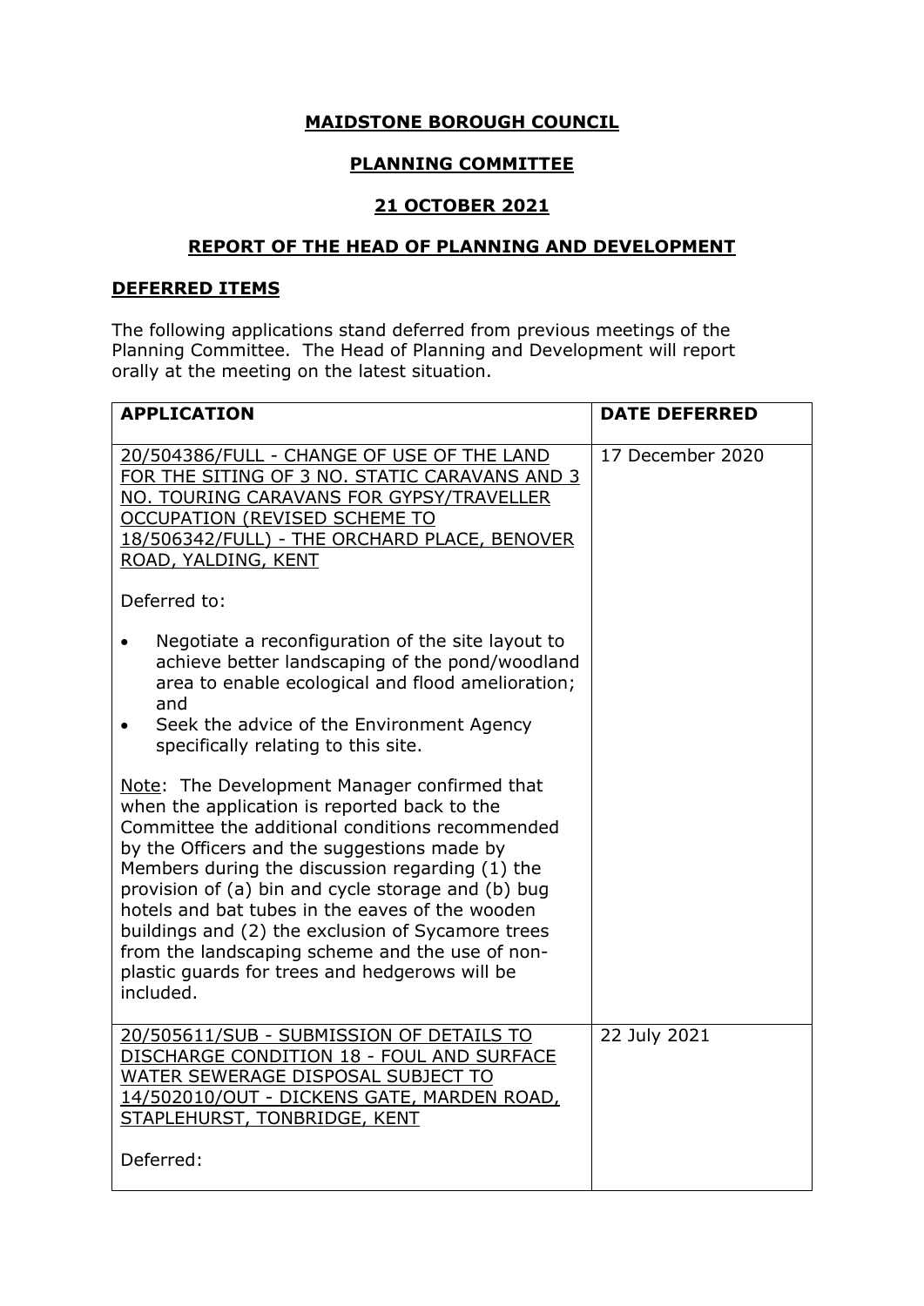**MAIDSTONE BOROUGH COUNCIL**

**PLANNING COMMITTEE**

**21 OCTOBER 2021**

**REPORT OF THE HEAD OF PLANNING AND DEVELOPMENT**

**DEFERRED ITEMS**

The following applications stand deferred from previous meetings of the Planning Committee. The Head of Planning and Development will report orally at the meeting on the latest situation.

| APPLICATION | DATE DEFERRED |
|---|---|
| 20/504386/FULL - CHANGE OF USE OF THE LAND FOR THE SITING OF 3 NO. STATIC CARAVANS AND 3 NO. TOURING CARAVANS FOR GYPSY/TRAVELLER OCCUPATION (REVISED SCHEME TO 18/506342/FULL) - THE ORCHARD PLACE, BENOVER ROAD, YALDING, KENT<br><br>Deferred to:<br><br>• Negotiate a reconfiguration of the site layout to achieve better landscaping of the pond/woodland area to enable ecological and flood amelioration; and<br>• Seek the advice of the Environment Agency specifically relating to this site.<br><br>Note: The Development Manager confirmed that when the application is reported back to the Committee the additional conditions recommended by the Officers and the suggestions made by Members during the discussion regarding (1) the provision of (a) bin and cycle storage and (b) bug hotels and bat tubes in the eaves of the wooden buildings and (2) the exclusion of Sycamore trees from the landscaping scheme and the use of non-plastic guards for trees and hedgerows will be included. | 17 December 2020 |
| 20/505611/SUB - SUBMISSION OF DETAILS TO DISCHARGE CONDITION 18 - FOUL AND SURFACE WATER SEWERAGE DISPOSAL SUBJECT TO 14/502010/OUT - DICKENS GATE, MARDEN ROAD, STAPLEHURST, TONBRIDGE, KENT<br><br>Deferred: | 22 July 2021 |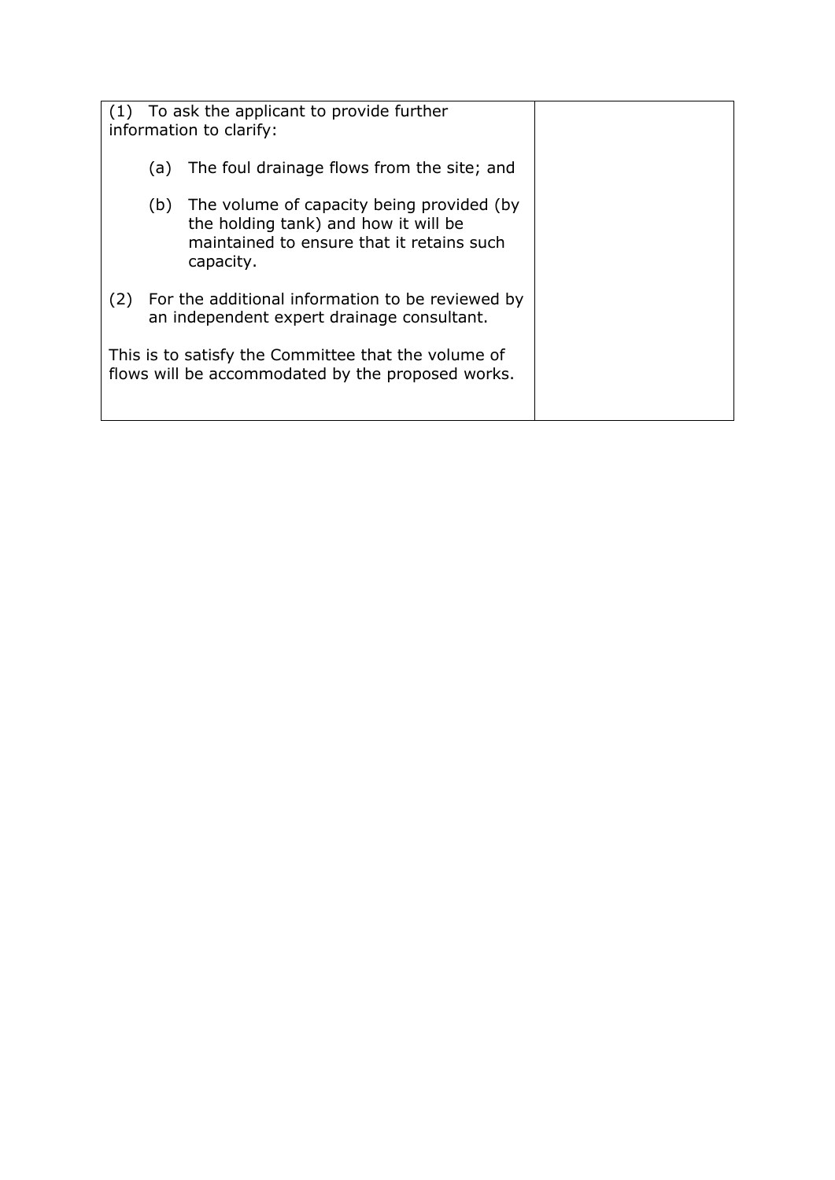| | |
|---|---|
| (1) To ask the applicant to provide further information to clarify:<br><br>(a) The foul drainage flows from the site; and<br><br>(b) The volume of capacity being provided (by the holding tank) and how it will be maintained to ensure that it retains such capacity.<br><br>(2) For the additional information to be reviewed by an independent expert drainage consultant.<br><br>This is to satisfy the Committee that the volume of flows will be accommodated by the proposed works. | |